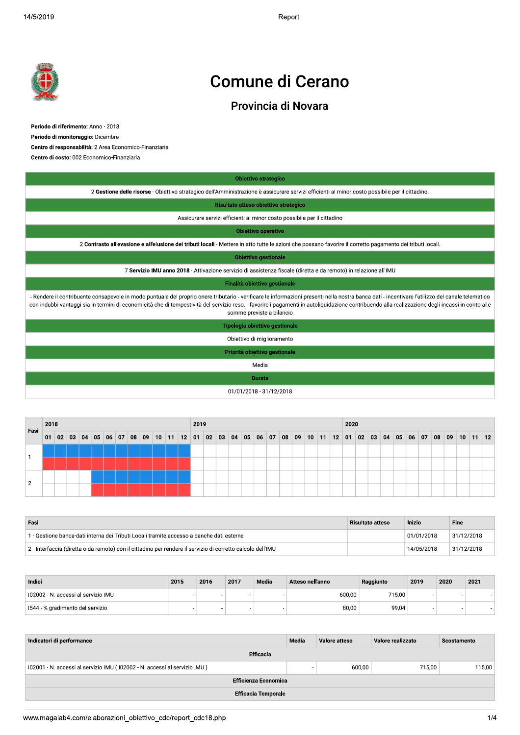# Comune di Cerano

## Provincia di Novara

**Periodo di riferimento:** Anno - 2018

**Periodo di monitoraggio:** Dicembre

**Centro di responsabilità:** 2 Area Economico-Finanziaria

**Centro di costo:** 002 Economico-Finanziaria

| Obiettivo strategico |
|---|
| 2 **Gestione delle risorse** - Obiettivo strategico dell'Amministrazione è assicurare servizi efficienti al minor costo possibile per il cittadino. |
| **Risultato atteso obiettivo strategico** |
| Assicurare servizi efficienti al minor costo possibile per il cittadino |
| **Obiettivo operativo** |
| 2 **Contrasto all'evasione e all'elusione dei tributi locali** - Mettere in atto tutte le azioni che possano favorire il corretto pagamento dei tributi locali. |
| **Obiettivo gestionale** |
| 7 **Servizio IMU anno 2018** - Attivazione servizio di assistenza fiscale (diretta e da remoto) in relazione all'IMU |
| **Finalità obiettivo gestionale** |
| - Rendere il contribuente consapevole in modo puntuale del proprio onere tributario - verificare le informazioni presenti nella nostra banca dati - incentivare l'utilizzo del canale telematico con indubbi vantaggi sia in termini di economicità che di tempestività del servizio reso. - favorire i pagamenti in autoliquidazione contribuendo alla realizzazione degli incassi in conto alle somme previste a bilancio |
| **Tipologia obiettivo gestionale** |
| Obiettivo di miglioramento |
| **Priorità obiettivo gestionale** |
| Media |
| **Durata** |
| 01/01/2018 - 31/12/2018 |

| Fasi | Risultato atteso | Inizio | Fine |
|---|---|---|---|
| 1 - Gestione banca-dati interna dei Tributi Locali tramite accesso a banche dati esterne | | 01/01/2018 | 31/12/2018 |
| 2 - Interfaccia (diretta o da remoto) con il cittadino per rendere il servizio di corretto calcolo dell'IMU | | 14/05/2018 | 31/12/2018 |

| Indici | 2015 | 2016 | 2017 | Media | Atteso nell'anno | Raggiunto | 2019 | 2020 | 2021 |
|---|---|---|---|---|---|---|---|---|---|
| I02002 - N. accessi al servizio IMU | - | - | - | - | 600,00 | 715,00 | - | - | - |
| I544 - % gradimento del servizio | - | - | - | - | 80,00 | 99,04 | - | - | - |

| Indicatori di performance | Media | Valore atteso | Valore realizzato | Scostamento |
|---|---|---|---|---|
| **Efficacia** | | | | |
| I02001 - N. accessi al servizio IMU ( I02002 - N. accessi al servizio IMU ) | - | 600,00 | 715,00 | 115,00 |
| **Efficienza Economica** | | | | |
| **Efficacia Temporale** | | | | |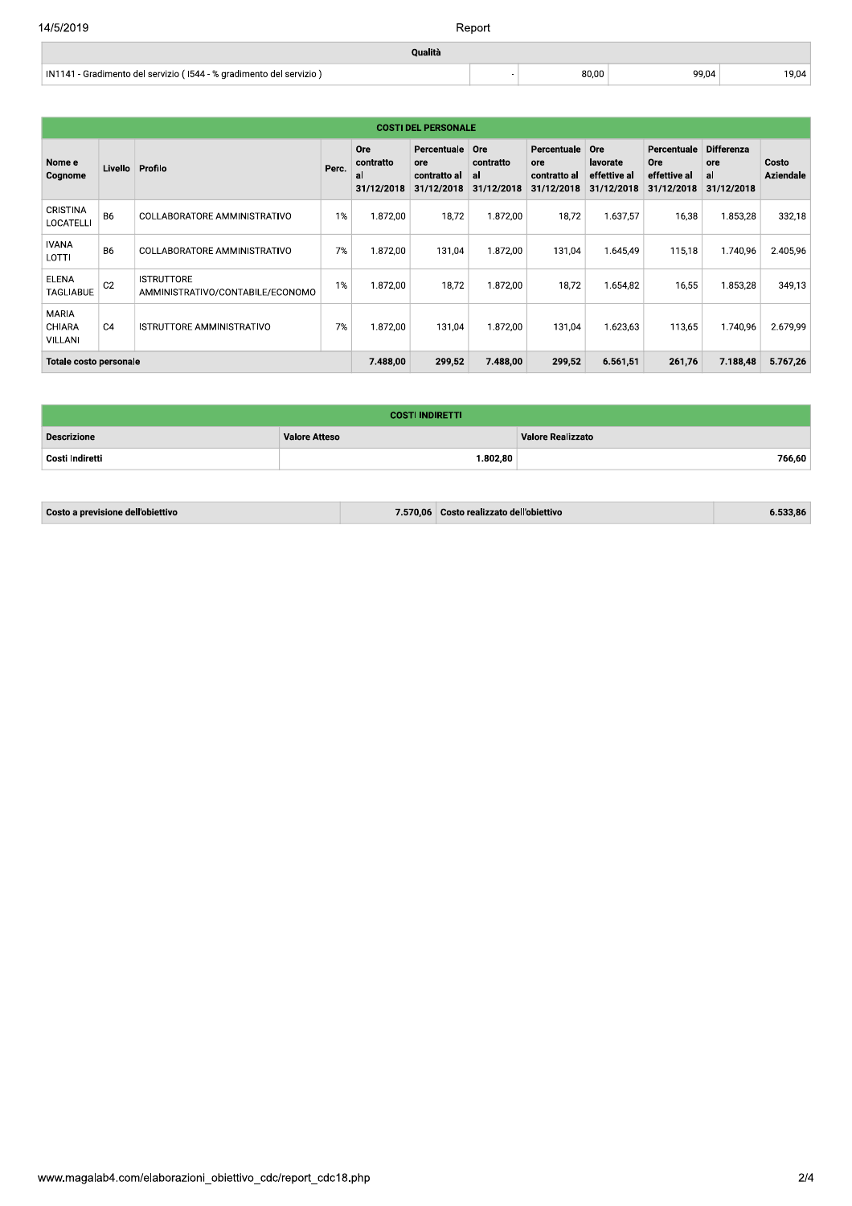| Qualità | | | | |
|---|---|---|---|---|
| IN1141 - Gradimento del servizio ( I544 - % gradimento del servizio ) | - | 80,00 | 99,04 | 19,04 |

| COSTI DEL PERSONALE | | | | | | | | | | | |
|---|---|---|---|---|---|---|---|---|---|---|---|
| Nome e Cognome | Livello | Profilo | Perc. | Ore contratto al 31/12/2018 | Percentuale ore contratto al 31/12/2018 | Ore contratto al 31/12/2018 | Percentuale ore contratto al 31/12/2018 | Ore lavorate effettive al 31/12/2018 | Percentuale Ore effettive al 31/12/2018 | Differenza ore al 31/12/2018 | Costo Aziendale |
| CRISTINA LOCATELLI | B6 | COLLABORATORE AMMINISTRATIVO | 1% | 1.872,00 | 18,72 | 1.872,00 | 18,72 | 1.637,57 | 16,38 | 1.853,28 | 332,18 |
| IVANA LOTTI | B6 | COLLABORATORE AMMINISTRATIVO | 7% | 1.872,00 | 131,04 | 1.872,00 | 131,04 | 1.645,49 | 115,18 | 1.740,96 | 2.405,96 |
| ELENA TAGLIABUE | C2 | ISTRUTTORE AMMINISTRATIVO/CONTABILE/ECONOMO | 1% | 1.872,00 | 18,72 | 1.872,00 | 18,72 | 1.654,82 | 16,55 | 1.853,28 | 349,13 |
| MARIA CHIARA VILLANI | C4 | ISTRUTTORE AMMINISTRATIVO | 7% | 1.872,00 | 131,04 | 1.872,00 | 131,04 | 1.623,63 | 113,65 | 1.740,96 | 2.679,99 |
| **Totale costo personale** | | | | **7.488,00** | **299,52** | **7.488,00** | **299,52** | **6.561,51** | **261,76** | **7.188,48** | **5.767,26** |

| COSTI INDIRETTI | | |
|---|---|---|
| **Descrizione** | **Valore Atteso** | **Valore Realizzato** |
| **Costi Indiretti** | **1.802,80** | **766,60** |

| Costo a previsione dell'obiettivo | 7.570,06 | Costo realizzato dell'obiettivo | 6.533,86 |
|---|---|---|---|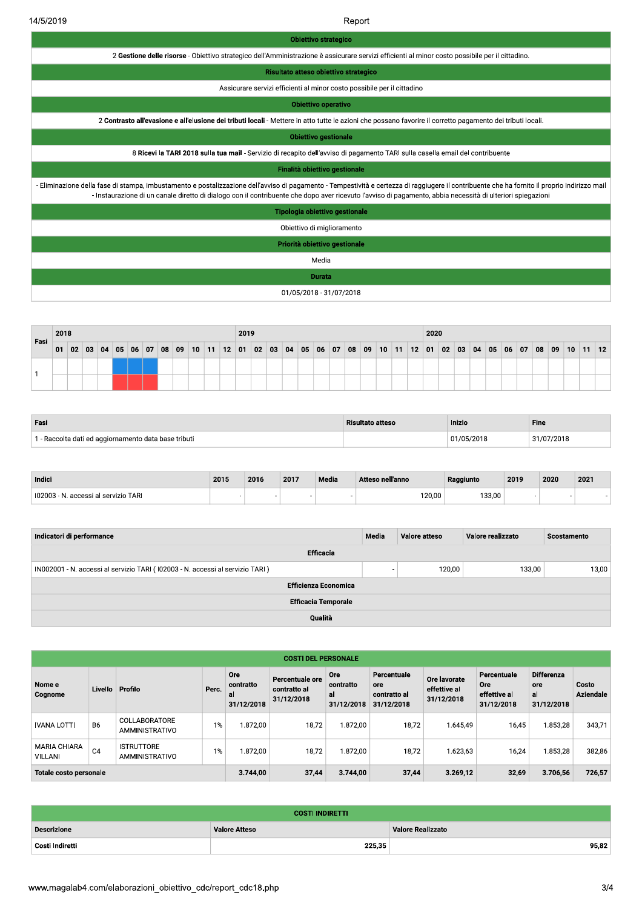| Obiettivo strategico |
| --- |
| 2 **Gestione delle risorse** - Obiettivo strategico dell'Amministrazione è assicurare servizi efficienti al minor costo possibile per il cittadino. |
| **Risultato atteso obiettivo strategico** |
| Assicurare servizi efficienti al minor costo possibile per il cittadino |
| **Obiettivo operativo** |
| 2 **Contrasto all'evasione e all'elusione dei tributi locali** - Mettere in atto tutte le azioni che possano favorire il corretto pagamento dei tributi locali. |
| **Obiettivo gestionale** |
| 8 **Ricevi la TARI 2018 sulla tua mail** - Servizio di recapito dell'avviso di pagamento TARI sulla casella email del contribuente |
| **Finalità obiettivo gestionale** |
| - Eliminazione della fase di stampa, imbustamento e postalizzazione dell'avviso di pagamento - Tempestività e certezza di raggiugere il contribuente che ha fornito il proprio indirizzo mail - Instaurazione di un canale diretto di dialogo con il contribuente che dopo aver ricevuto l'avviso di pagamento, abbia necessità di ulteriori spiegazioni |
| **Tipologia obiettivo gestionale** |
| Obiettivo di miglioramento |
| **Priorità obiettivo gestionale** |
| Media |
| **Durata** |
| 01/05/2018 - 31/07/2018 |

| Fasi | 2018 | | | | | | | | | | | | 2019 | | | | | | | | | | | | 2020 | | | | | | | | | | | |
| --- | --- | --- | --- | --- | --- | --- | --- | --- | --- | --- | --- | --- | --- | --- | --- | --- | --- | --- | --- | --- | --- | --- | --- | --- | --- | --- | --- | --- | --- | --- | --- | --- | --- | --- | --- | --- |
| | 01 | 02 | 03 | 04 | 05 | 06 | 07 | 08 | 09 | 10 | 11 | 12 | 01 | 02 | 03 | 04 | 05 | 06 | 07 | 08 | 09 | 10 | 11 | 12 | 01 | 02 | 03 | 04 | 05 | 06 | 07 | 08 | 09 | 10 | 11 | 12 |
| 1 | | | | | ■ | ■ | ■ | | | | | | | | | | | | | | | | | | | | | | | | | | | | | |

| Fasi | Risultato atteso | Inizio | Fine |
| --- | --- | --- | --- |
| 1 - Raccolta dati ed aggiornamento data base tributi | | 01/05/2018 | 31/07/2018 |

| Indici | 2015 | 2016 | 2017 | Media | Atteso nell'anno | Raggiunto | 2019 | 2020 | 2021 |
| --- | --- | --- | --- | --- | --- | --- | --- | --- | --- |
| I02003 - N. accessi al servizio TARI | - | - | - | - | 120,00 | 133,00 | - | - | - |

| Indicatori di performance | Media | Valore atteso | Valore realizzato | Scostamento |
| --- | --- | --- | --- | --- |
| **Efficacia** | | | | |
| IN002001 - N. accessi al servizio TARI ( I02003 - N. accessi al servizio TARI ) | - | 120,00 | 133,00 | 13,00 |
| **Efficienza Economica** | | | | |
| **Efficacia Temporale** | | | | |
| **Qualità** | | | | |

**COSTI DEL PERSONALE**

| Nome e Cognome | Livello | Profilo | Perc. | Ore contratto al 31/12/2018 | Percentuale ore contratto al 31/12/2018 | Ore contratto al 31/12/2018 | Percentuale ore contratto al 31/12/2018 | Ore lavorate effettive al 31/12/2018 | Percentuale Ore effettive al 31/12/2018 | Differenza ore al 31/12/2018 | Costo Aziendale |
| --- | --- | --- | --- | --- | --- | --- | --- | --- | --- | --- | --- |
| IVANA LOTTI | B6 | COLLABORATORE AMMINISTRATIVO | 1% | 1.872,00 | 18,72 | 1.872,00 | 18,72 | 1.645,49 | 16,45 | 1.853,28 | 343,71 |
| MARIA CHIARA VILLANI | C4 | ISTRUTTORE AMMINISTRATIVO | 1% | 1.872,00 | 18,72 | 1.872,00 | 18,72 | 1.623,63 | 16,24 | 1.853,28 | 382,86 |
| **Totale costo personale** | | | | 3.744,00 | 37,44 | 3.744,00 | 37,44 | 3.269,12 | 32,69 | 3.706,56 | 726,57 |

**COSTI INDIRETTI**

| Descrizione | Valore Atteso | Valore Realizzato |
| --- | --- | --- |
| Costi Indiretti | 225,35 | 95,82 |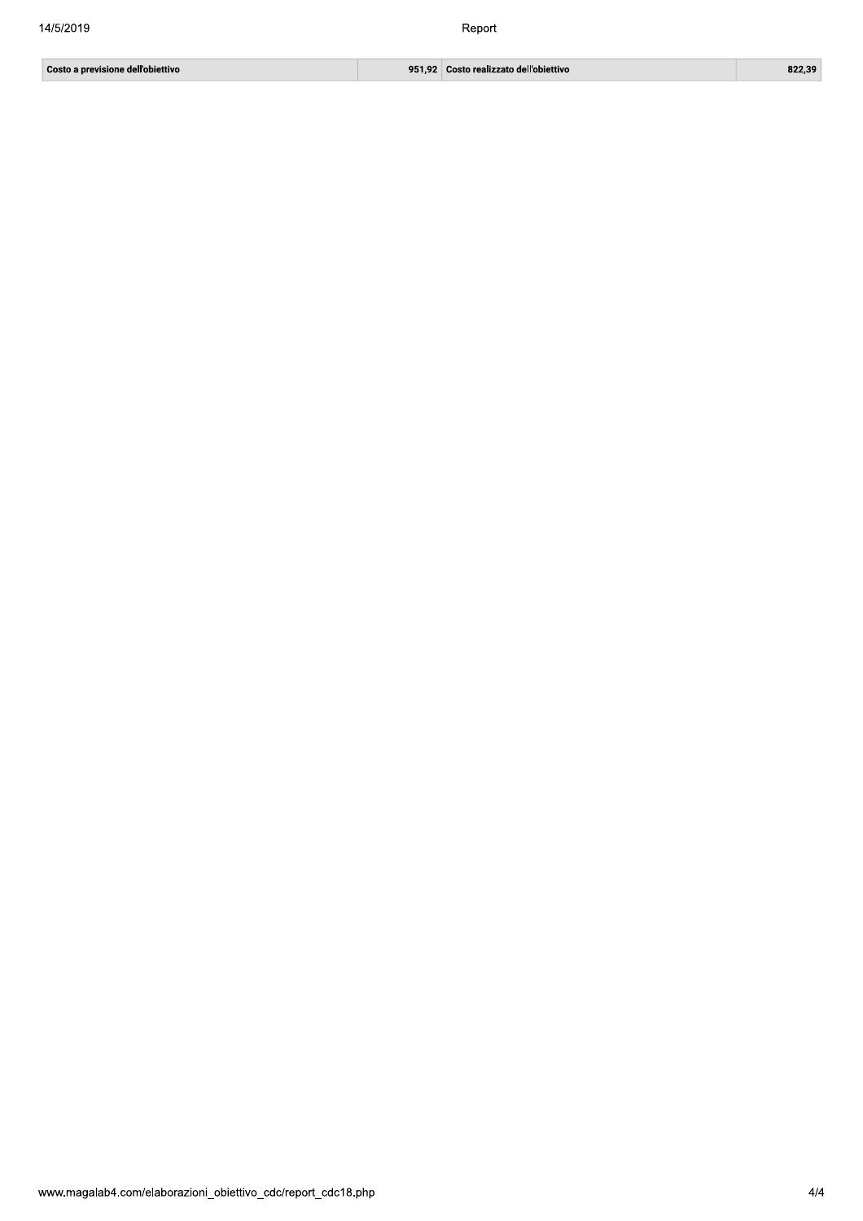| | | | |
|---|---|---|---|
| **Costo a previsione dell'obiettivo** | **951,92** | **Costo realizzato dell'obiettivo** | **822,39** |